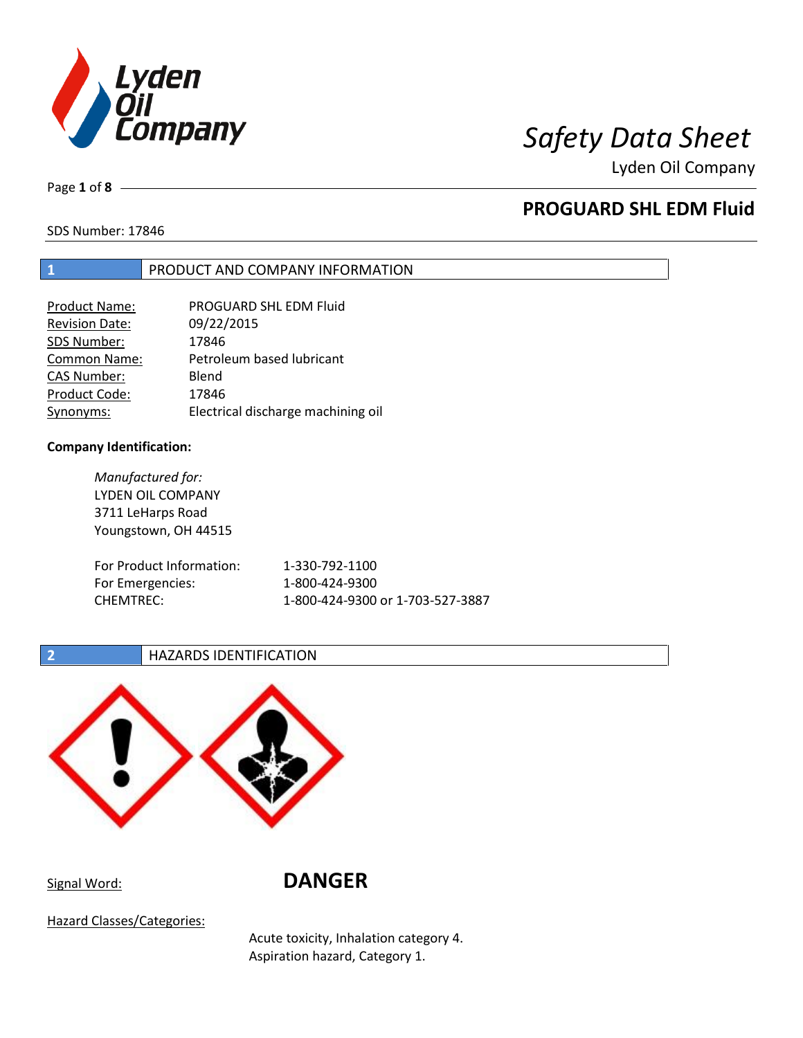# Safety Data Sheet

Lyden Oil Company

## PROGUARD SHL EDM Fluid

SDS Number: 17846

## 1 PRODUCT AND COMPANY INFORMATION

| | |
|---|---|
| Product Name: | PROGUARD SHL EDM Fluid |
| Revision Date: | 09/22/2015 |
| SDS Number: | 17846 |
| Common Name: | Petroleum based lubricant |
| CAS Number: | Blend |
| Product Code: | 17846 |
| Synonyms: | Electrical discharge machining oil |

**Company Identification:**

*Manufactured for:*
LYDEN OIL COMPANY
3711 LeHarps Road
Youngstown, OH 44515

| | |
|---|---|
| For Product Information: | 1-330-792-1100 |
| For Emergencies: | 1-800-424-9300 |
| CHEMTREC: | 1-800-424-9300 or 1-703-527-3887 |

## 2 HAZARDS IDENTIFICATION

Signal Word: **DANGER**

Hazard Classes/Categories:

Acute toxicity, Inhalation category 4.
Aspiration hazard, Category 1.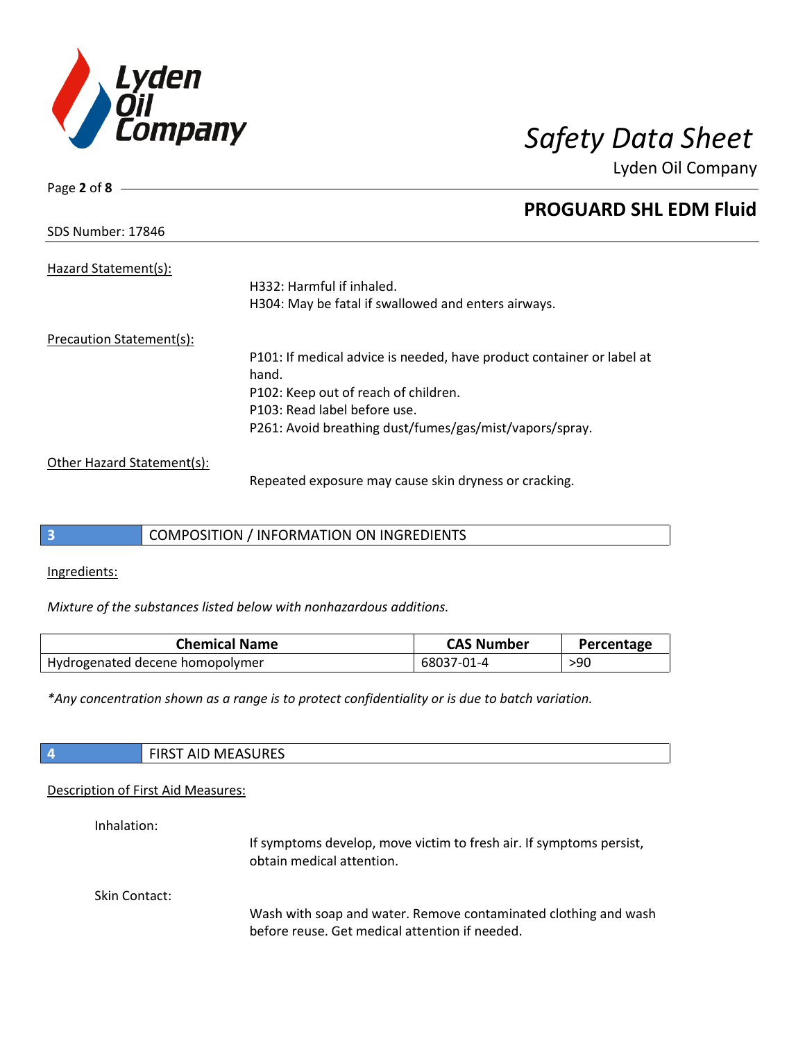Hazard Statement(s):

H332: Harmful if inhaled.
H304: May be fatal if swallowed and enters airways.

Precaution Statement(s):

P101: If medical advice is needed, have product container or label at hand.
P102: Keep out of reach of children.
P103: Read label before use.
P261: Avoid breathing dust/fumes/gas/mist/vapors/spray.

Other Hazard Statement(s):

Repeated exposure may cause skin dryness or cracking.

## 3 COMPOSITION / INFORMATION ON INGREDIENTS

Ingredients:

*Mixture of the substances listed below with nonhazardous additions.*

| Chemical Name | CAS Number | Percentage |
|---|---|---|
| Hydrogenated decene homopolymer | 68037-01-4 | >90 |

*\*Any concentration shown as a range is to protect confidentiality or is due to batch variation.*

## 4 FIRST AID MEASURES

Description of First Aid Measures:

Inhalation:

If symptoms develop, move victim to fresh air. If symptoms persist, obtain medical attention.

Skin Contact:

Wash with soap and water. Remove contaminated clothing and wash before reuse. Get medical attention if needed.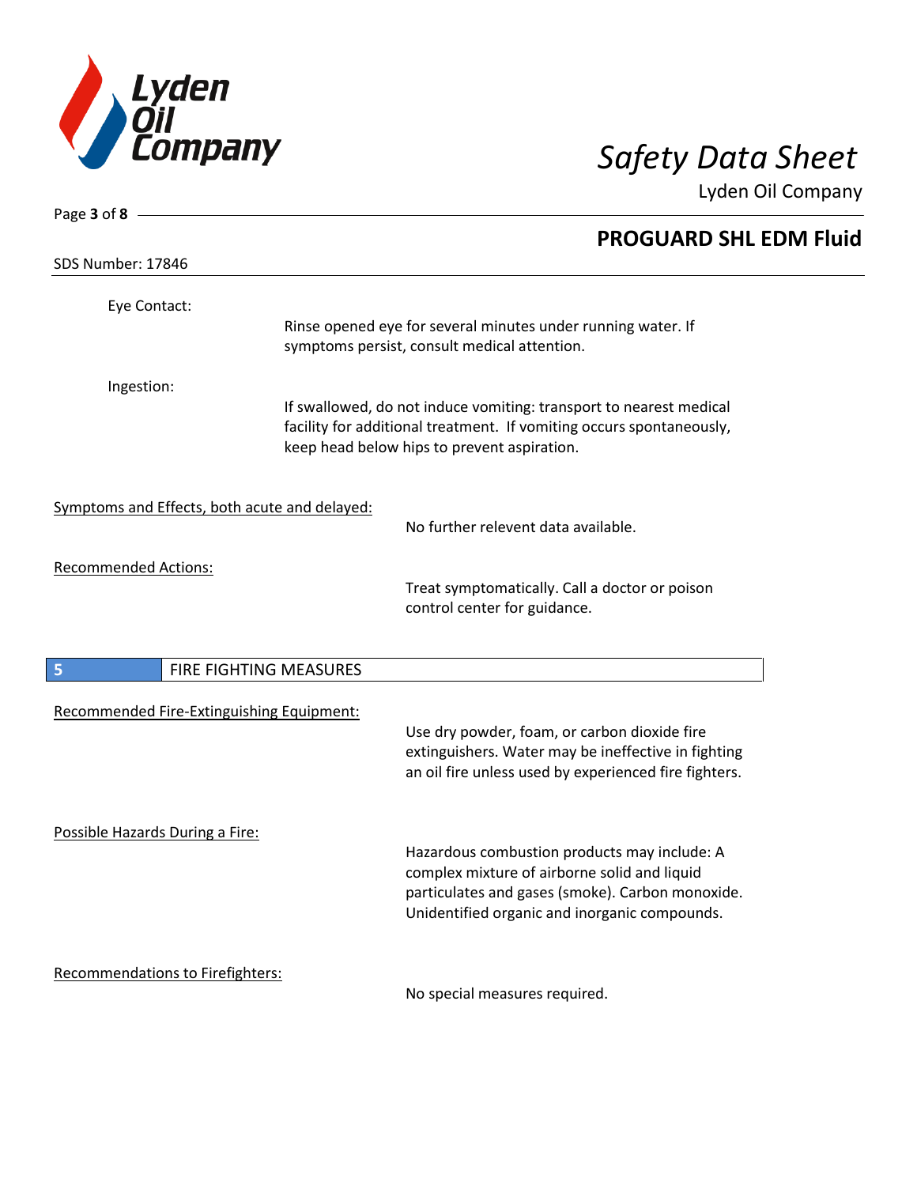Eye Contact:

Rinse opened eye for several minutes under running water. If symptoms persist, consult medical attention.

Ingestion:

If swallowed, do not induce vomiting: transport to nearest medical facility for additional treatment. If vomiting occurs spontaneously, keep head below hips to prevent aspiration.

Symptoms and Effects, both acute and delayed:

No further relevent data available.

Recommended Actions:

Treat symptomatically. Call a doctor or poison control center for guidance.

## 5 FIRE FIGHTING MEASURES

Recommended Fire-Extinguishing Equipment:

Use dry powder, foam, or carbon dioxide fire extinguishers. Water may be ineffective in fighting an oil fire unless used by experienced fire fighters.

Possible Hazards During a Fire:

Hazardous combustion products may include: A complex mixture of airborne solid and liquid particulates and gases (smoke). Carbon monoxide. Unidentified organic and inorganic compounds.

Recommendations to Firefighters:

No special measures required.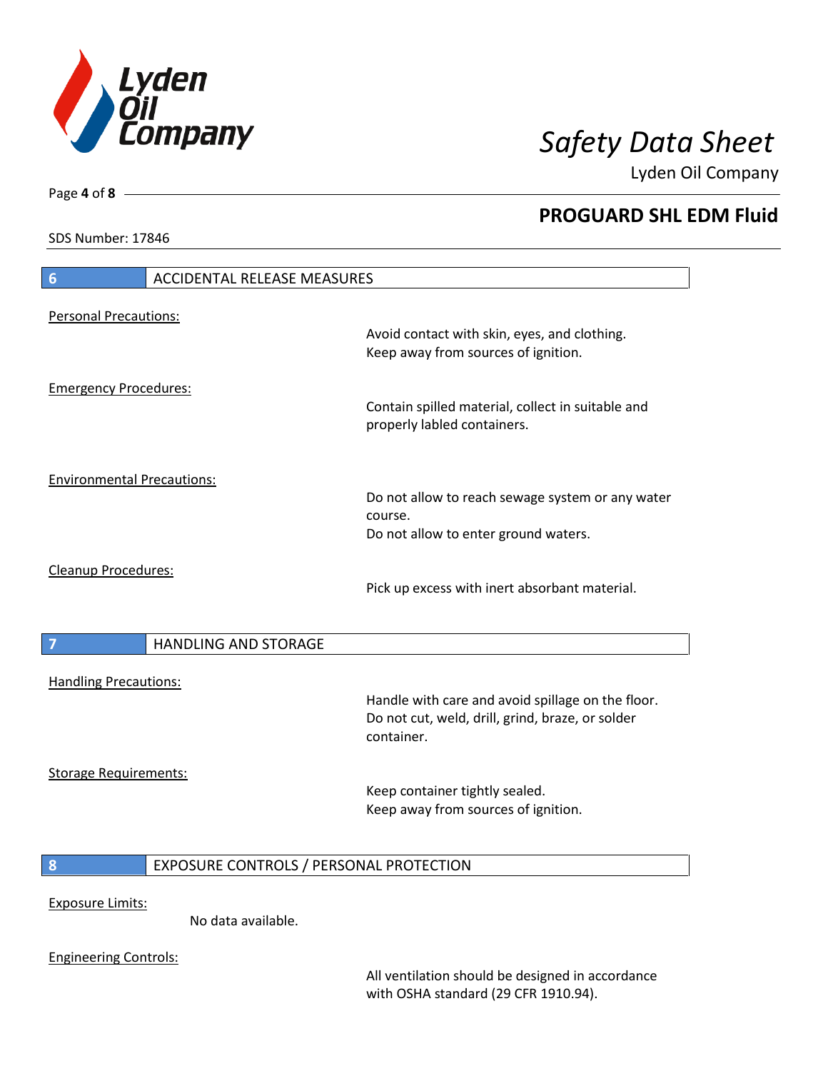## 6 ACCIDENTAL RELEASE MEASURES

Personal Precautions:

Avoid contact with skin, eyes, and clothing.
Keep away from sources of ignition.

Emergency Procedures:

Contain spilled material, collect in suitable and properly labled containers.

Environmental Precautions:

Do not allow to reach sewage system or any water course.
Do not allow to enter ground waters.

Cleanup Procedures:

Pick up excess with inert absorbant material.

## 7 HANDLING AND STORAGE

Handling Precautions:

Handle with care and avoid spillage on the floor.
Do not cut, weld, drill, grind, braze, or solder container.

Storage Requirements:

Keep container tightly sealed.
Keep away from sources of ignition.

## 8 EXPOSURE CONTROLS / PERSONAL PROTECTION

Exposure Limits:

No data available.

Engineering Controls:

All ventilation should be designed in accordance with OSHA standard (29 CFR 1910.94).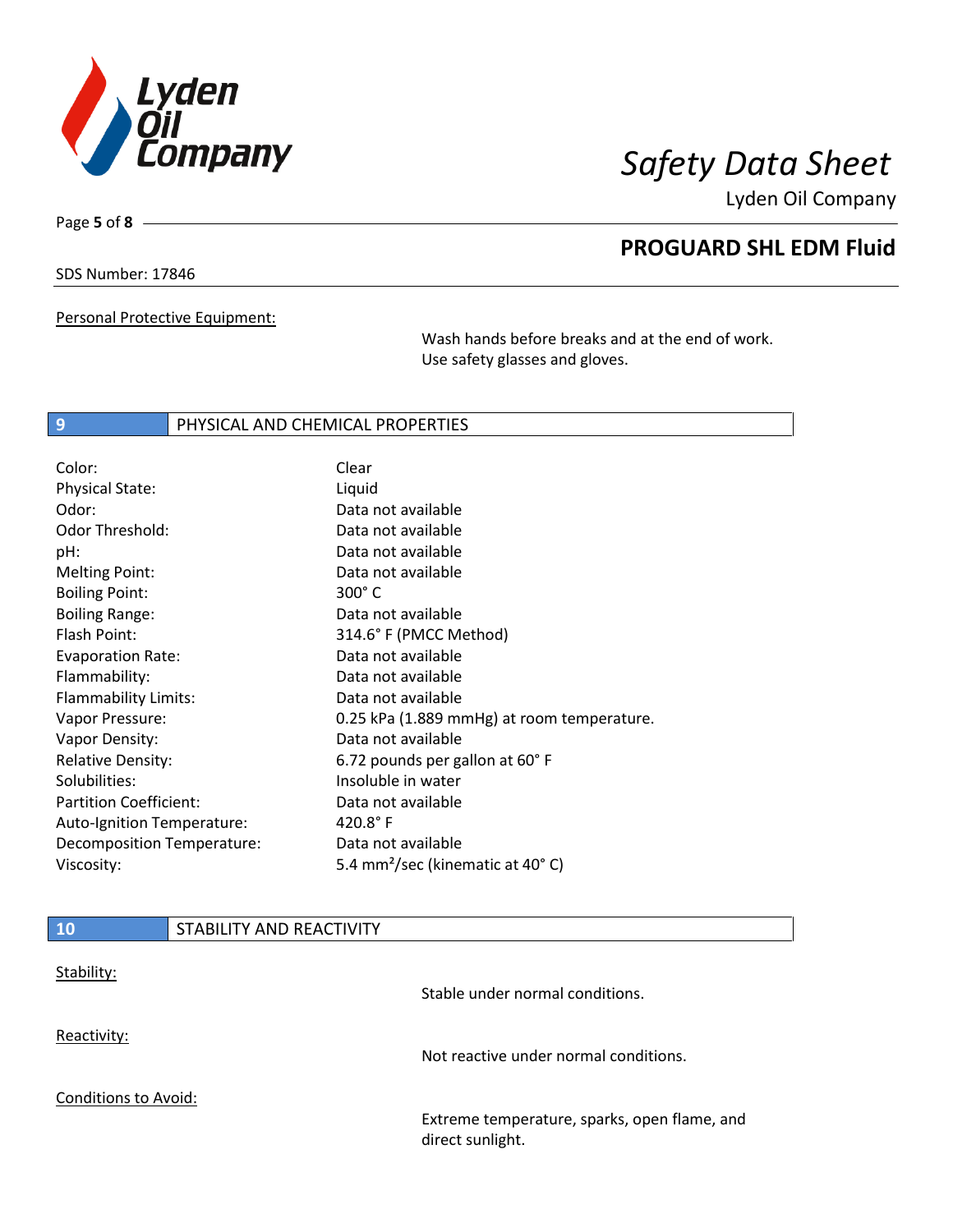Personal Protective Equipment:

Wash hands before breaks and at the end of work. Use safety glasses and gloves.

## 9 PHYSICAL AND CHEMICAL PROPERTIES

| | |
|---|---|
| Color: | Clear |
| Physical State: | Liquid |
| Odor: | Data not available |
| Odor Threshold: | Data not available |
| pH: | Data not available |
| Melting Point: | Data not available |
| Boiling Point: | 300° C |
| Boiling Range: | Data not available |
| Flash Point: | 314.6° F (PMCC Method) |
| Evaporation Rate: | Data not available |
| Flammability: | Data not available |
| Flammability Limits: | Data not available |
| Vapor Pressure: | 0.25 kPa (1.889 mmHg) at room temperature. |
| Vapor Density: | Data not available |
| Relative Density: | 6.72 pounds per gallon at 60° F |
| Solubilities: | Insoluble in water |
| Partition Coefficient: | Data not available |
| Auto-Ignition Temperature: | 420.8° F |
| Decomposition Temperature: | Data not available |
| Viscosity: | 5.4 $mm^2$/sec (kinematic at 40° C) |

## 10 STABILITY AND REACTIVITY

Stability:

Stable under normal conditions.

Reactivity:

Not reactive under normal conditions.

Conditions to Avoid:

Extreme temperature, sparks, open flame, and direct sunlight.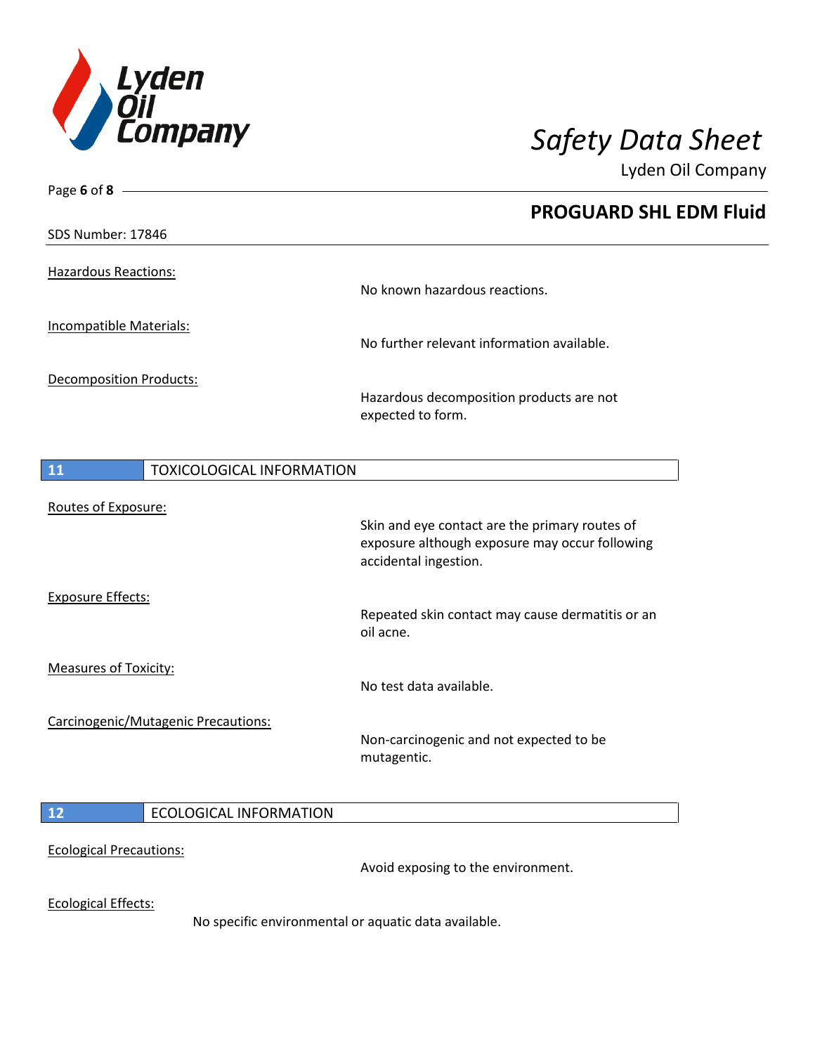Hazardous Reactions:

No known hazardous reactions.

Incompatible Materials:

No further relevant information available.

Decomposition Products:

Hazardous decomposition products are not expected to form.

## 11 TOXICOLOGICAL INFORMATION

Routes of Exposure:

Skin and eye contact are the primary routes of exposure although exposure may occur following accidental ingestion.

Exposure Effects:

Repeated skin contact may cause dermatitis or an oil acne.

Measures of Toxicity:

No test data available.

Carcinogenic/Mutagenic Precautions:

Non-carcinogenic and not expected to be mutagentic.

## 12 ECOLOGICAL INFORMATION

Ecological Precautions:

Avoid exposing to the environment.

Ecological Effects:

No specific environmental or aquatic data available.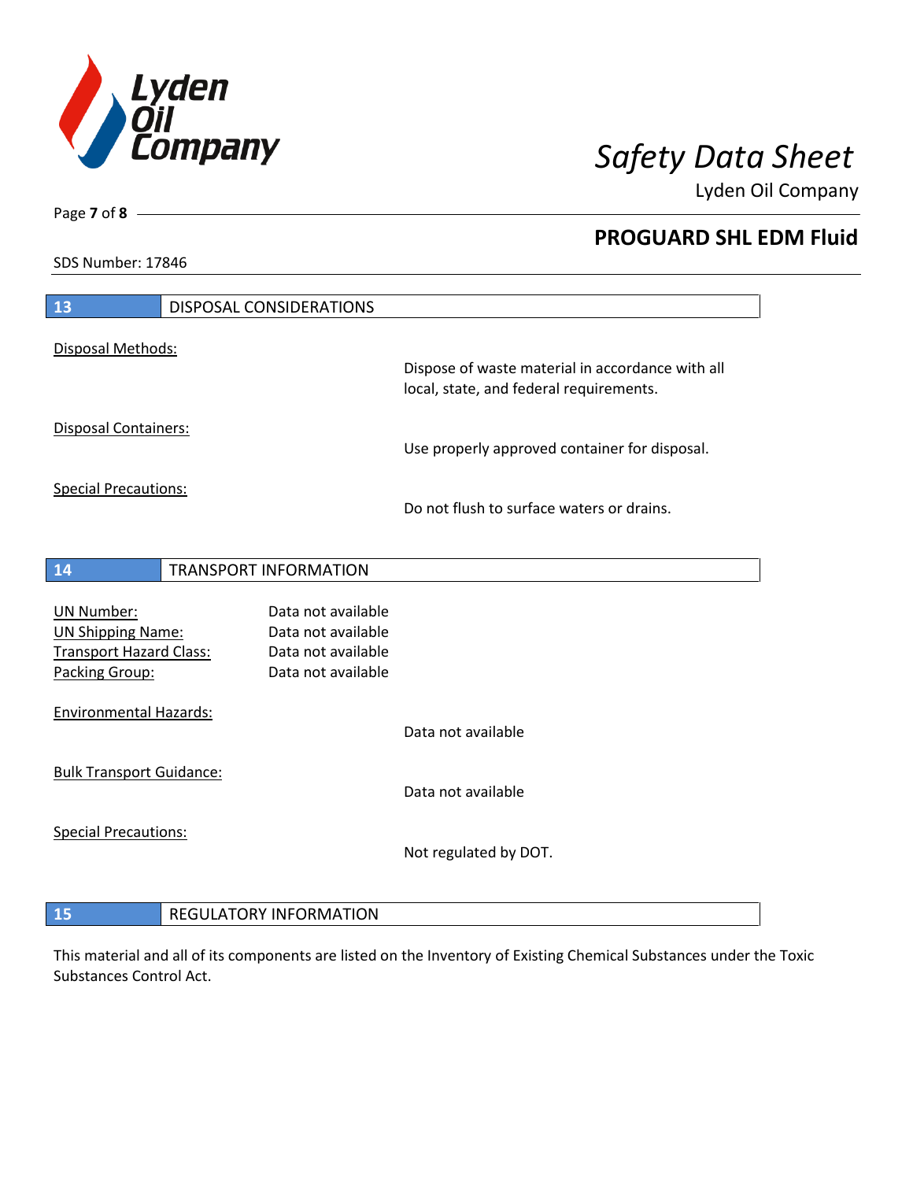## 13 DISPOSAL CONSIDERATIONS

Disposal Methods:

Dispose of waste material in accordance with all local, state, and federal requirements.

Disposal Containers:

Use properly approved container for disposal.

Special Precautions:

Do not flush to surface waters or drains.

## 14 TRANSPORT INFORMATION

| | |
|---|---|
| UN Number: | Data not available |
| UN Shipping Name: | Data not available |
| Transport Hazard Class: | Data not available |
| Packing Group: | Data not available |

Environmental Hazards:

Data not available

Bulk Transport Guidance:

Data not available

Special Precautions:

Not regulated by DOT.

## 15 REGULATORY INFORMATION

This material and all of its components are listed on the Inventory of Existing Chemical Substances under the Toxic Substances Control Act.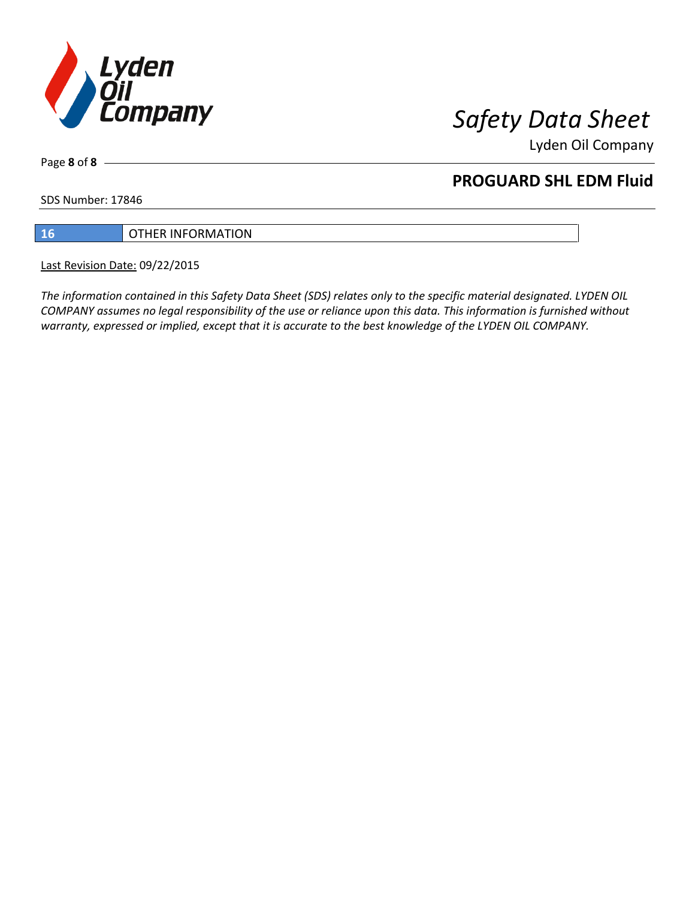## 16 OTHER INFORMATION

Last Revision Date: 09/22/2015

*The information contained in this Safety Data Sheet (SDS) relates only to the specific material designated. LYDEN OIL COMPANY assumes no legal responsibility of the use or reliance upon this data. This information is furnished without warranty, expressed or implied, except that it is accurate to the best knowledge of the LYDEN OIL COMPANY.*